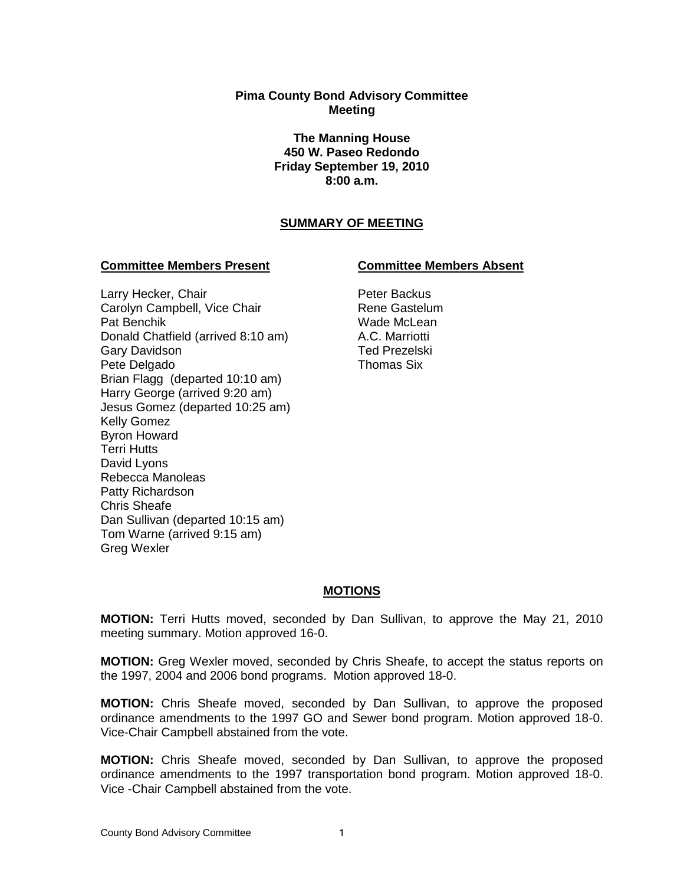**Pima County Bond Advisory Committee**
**Meeting**

**The Manning House**
**450 W. Paseo Redondo**
**Friday September 19, 2010**
**8:00 a.m.**

## SUMMARY OF MEETING

**Committee Members Present**

Larry Hecker, Chair
Carolyn Campbell, Vice Chair
Pat Benchik
Donald Chatfield (arrived 8:10 am)
Gary Davidson
Pete Delgado
Brian Flagg (departed 10:10 am)
Harry George (arrived 9:20 am)
Jesus Gomez (departed 10:25 am)
Kelly Gomez
Byron Howard
Terri Hutts
David Lyons
Rebecca Manoleas
Patty Richardson
Chris Sheafe
Dan Sullivan (departed 10:15 am)
Tom Warne (arrived 9:15 am)
Greg Wexler

**Committee Members Absent**

Peter Backus
Rene Gastelum
Wade McLean
A.C. Marriotti
Ted Prezelski
Thomas Six

## MOTIONS

**MOTION:** Terri Hutts moved, seconded by Dan Sullivan, to approve the May 21, 2010 meeting summary. Motion approved 16-0.

**MOTION:** Greg Wexler moved, seconded by Chris Sheafe, to accept the status reports on the 1997, 2004 and 2006 bond programs. Motion approved 18-0.

**MOTION:** Chris Sheafe moved, seconded by Dan Sullivan, to approve the proposed ordinance amendments to the 1997 GO and Sewer bond program. Motion approved 18-0. Vice-Chair Campbell abstained from the vote.

**MOTION:** Chris Sheafe moved, seconded by Dan Sullivan, to approve the proposed ordinance amendments to the 1997 transportation bond program. Motion approved 18-0. Vice -Chair Campbell abstained from the vote.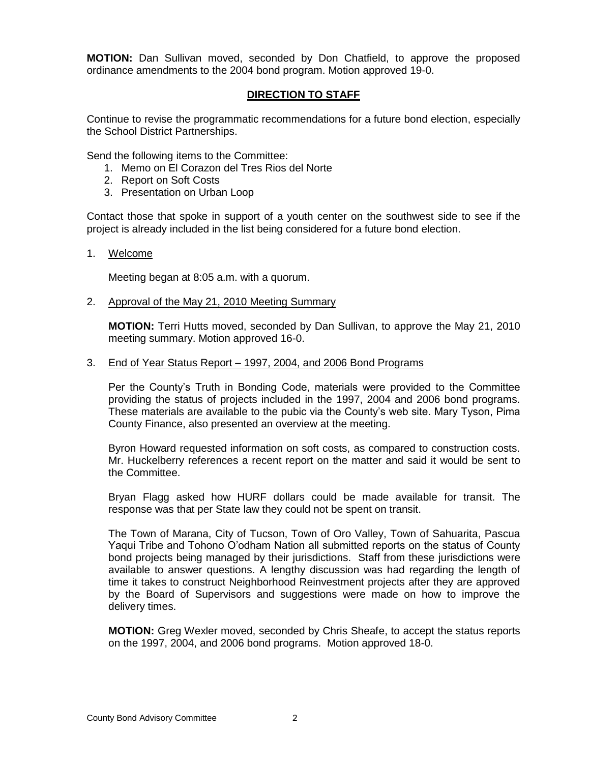**MOTION:** Dan Sullivan moved, seconded by Don Chatfield, to approve the proposed ordinance amendments to the 2004 bond program. Motion approved 19-0.

## DIRECTION TO STAFF

Continue to revise the programmatic recommendations for a future bond election, especially the School District Partnerships.

Send the following items to the Committee:

1. Memo on El Corazon del Tres Rios del Norte
2. Report on Soft Costs
3. Presentation on Urban Loop

Contact those that spoke in support of a youth center on the southwest side to see if the project is already included in the list being considered for a future bond election.

1. Welcome

   Meeting began at 8:05 a.m. with a quorum.

2. Approval of the May 21, 2010 Meeting Summary

   **MOTION:** Terri Hutts moved, seconded by Dan Sullivan, to approve the May 21, 2010 meeting summary. Motion approved 16-0.

3. End of Year Status Report – 1997, 2004, and 2006 Bond Programs

   Per the County's Truth in Bonding Code, materials were provided to the Committee providing the status of projects included in the 1997, 2004 and 2006 bond programs. These materials are available to the pubic via the County's web site. Mary Tyson, Pima County Finance, also presented an overview at the meeting.

   Byron Howard requested information on soft costs, as compared to construction costs. Mr. Huckelberry references a recent report on the matter and said it would be sent to the Committee.

   Bryan Flagg asked how HURF dollars could be made available for transit. The response was that per State law they could not be spent on transit.

   The Town of Marana, City of Tucson, Town of Oro Valley, Town of Sahuarita, Pascua Yaqui Tribe and Tohono O'odham Nation all submitted reports on the status of County bond projects being managed by their jurisdictions. Staff from these jurisdictions were available to answer questions. A lengthy discussion was had regarding the length of time it takes to construct Neighborhood Reinvestment projects after they are approved by the Board of Supervisors and suggestions were made on how to improve the delivery times.

   **MOTION:** Greg Wexler moved, seconded by Chris Sheafe, to accept the status reports on the 1997, 2004, and 2006 bond programs. Motion approved 18-0.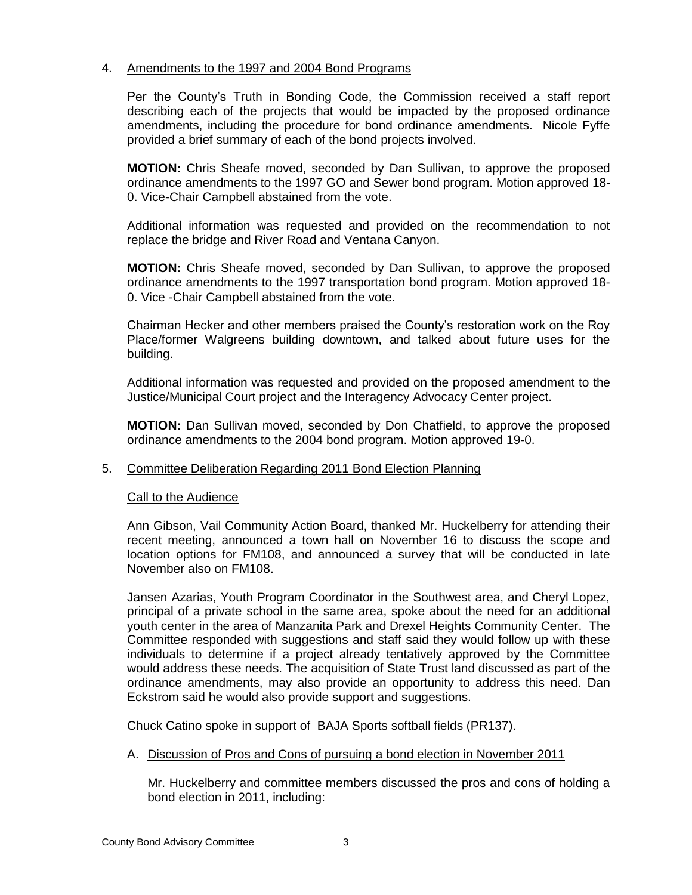4. Amendments to the 1997 and 2004 Bond Programs

   Per the County's Truth in Bonding Code, the Commission received a staff report describing each of the projects that would be impacted by the proposed ordinance amendments, including the procedure for bond ordinance amendments. Nicole Fyffe provided a brief summary of each of the bond projects involved.

   **MOTION:** Chris Sheafe moved, seconded by Dan Sullivan, to approve the proposed ordinance amendments to the 1997 GO and Sewer bond program. Motion approved 18-0. Vice-Chair Campbell abstained from the vote.

   Additional information was requested and provided on the recommendation to not replace the bridge and River Road and Ventana Canyon.

   **MOTION:** Chris Sheafe moved, seconded by Dan Sullivan, to approve the proposed ordinance amendments to the 1997 transportation bond program. Motion approved 18-0. Vice -Chair Campbell abstained from the vote.

   Chairman Hecker and other members praised the County's restoration work on the Roy Place/former Walgreens building downtown, and talked about future uses for the building.

   Additional information was requested and provided on the proposed amendment to the Justice/Municipal Court project and the Interagency Advocacy Center project.

   **MOTION:** Dan Sullivan moved, seconded by Don Chatfield, to approve the proposed ordinance amendments to the 2004 bond program. Motion approved 19-0.

5. Committee Deliberation Regarding 2011 Bond Election Planning

   Call to the Audience

   Ann Gibson, Vail Community Action Board, thanked Mr. Huckelberry for attending their recent meeting, announced a town hall on November 16 to discuss the scope and location options for FM108, and announced a survey that will be conducted in late November also on FM108.

   Jansen Azarias, Youth Program Coordinator in the Southwest area, and Cheryl Lopez, principal of a private school in the same area, spoke about the need for an additional youth center in the area of Manzanita Park and Drexel Heights Community Center. The Committee responded with suggestions and staff said they would follow up with these individuals to determine if a project already tentatively approved by the Committee would address these needs. The acquisition of State Trust land discussed as part of the ordinance amendments, may also provide an opportunity to address this need. Dan Eckstrom said he would also provide support and suggestions.

   Chuck Catino spoke in support of BAJA Sports softball fields (PR137).

   A. Discussion of Pros and Cons of pursuing a bond election in November 2011

      Mr. Huckelberry and committee members discussed the pros and cons of holding a bond election in 2011, including: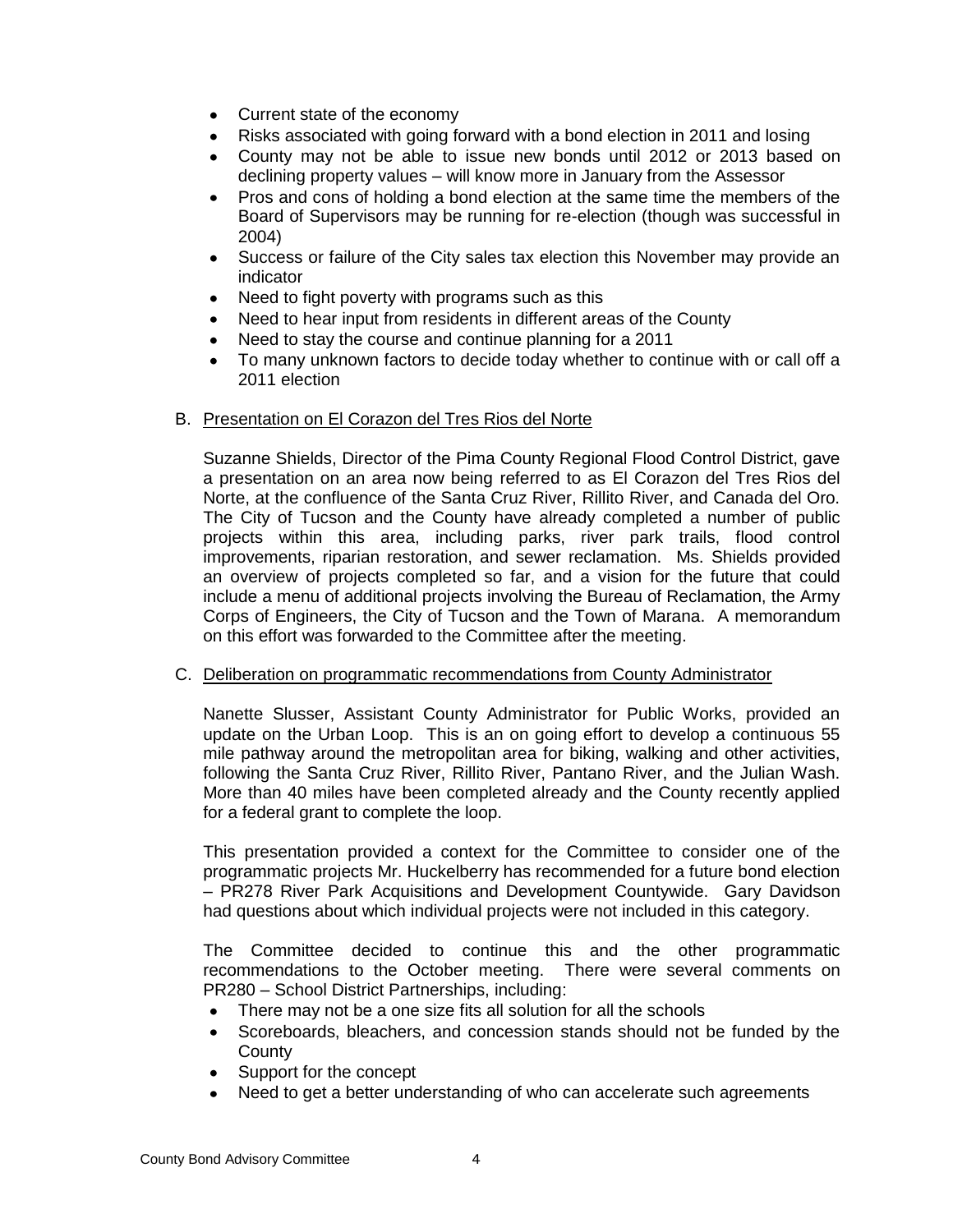- Current state of the economy
- Risks associated with going forward with a bond election in 2011 and losing
- County may not be able to issue new bonds until 2012 or 2013 based on declining property values – will know more in January from the Assessor
- Pros and cons of holding a bond election at the same time the members of the Board of Supervisors may be running for re-election (though was successful in 2004)
- Success or failure of the City sales tax election this November may provide an indicator
- Need to fight poverty with programs such as this
- Need to hear input from residents in different areas of the County
- Need to stay the course and continue planning for a 2011
- To many unknown factors to decide today whether to continue with or call off a 2011 election

B. Presentation on El Corazon del Tres Rios del Norte

Suzanne Shields, Director of the Pima County Regional Flood Control District, gave a presentation on an area now being referred to as El Corazon del Tres Rios del Norte, at the confluence of the Santa Cruz River, Rillito River, and Canada del Oro. The City of Tucson and the County have already completed a number of public projects within this area, including parks, river park trails, flood control improvements, riparian restoration, and sewer reclamation. Ms. Shields provided an overview of projects completed so far, and a vision for the future that could include a menu of additional projects involving the Bureau of Reclamation, the Army Corps of Engineers, the City of Tucson and the Town of Marana. A memorandum on this effort was forwarded to the Committee after the meeting.

C. Deliberation on programmatic recommendations from County Administrator

Nanette Slusser, Assistant County Administrator for Public Works, provided an update on the Urban Loop. This is an on going effort to develop a continuous 55 mile pathway around the metropolitan area for biking, walking and other activities, following the Santa Cruz River, Rillito River, Pantano River, and the Julian Wash. More than 40 miles have been completed already and the County recently applied for a federal grant to complete the loop.

This presentation provided a context for the Committee to consider one of the programmatic projects Mr. Huckelberry has recommended for a future bond election – PR278 River Park Acquisitions and Development Countywide. Gary Davidson had questions about which individual projects were not included in this category.

The Committee decided to continue this and the other programmatic recommendations to the October meeting. There were several comments on PR280 – School District Partnerships, including:

- There may not be a one size fits all solution for all the schools
- Scoreboards, bleachers, and concession stands should not be funded by the County
- Support for the concept
- Need to get a better understanding of who can accelerate such agreements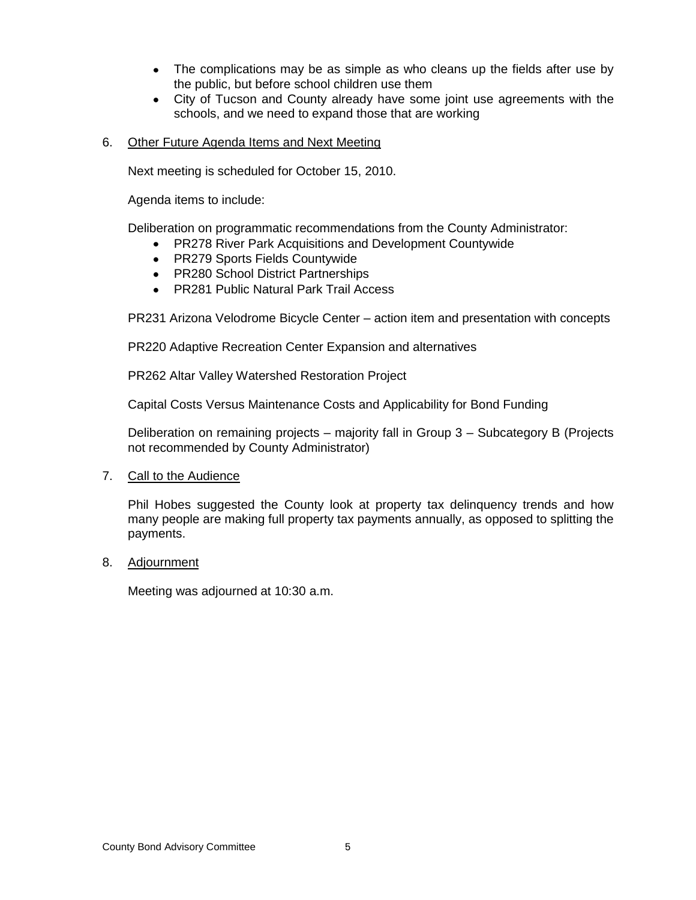- The complications may be as simple as who cleans up the fields after use by the public, but before school children use them
- City of Tucson and County already have some joint use agreements with the schools, and we need to expand those that are working

6. Other Future Agenda Items and Next Meeting

   Next meeting is scheduled for October 15, 2010.

   Agenda items to include:

   Deliberation on programmatic recommendations from the County Administrator:
   - PR278 River Park Acquisitions and Development Countywide
   - PR279 Sports Fields Countywide
   - PR280 School District Partnerships
   - PR281 Public Natural Park Trail Access

   PR231 Arizona Velodrome Bicycle Center – action item and presentation with concepts

   PR220 Adaptive Recreation Center Expansion and alternatives

   PR262 Altar Valley Watershed Restoration Project

   Capital Costs Versus Maintenance Costs and Applicability for Bond Funding

   Deliberation on remaining projects – majority fall in Group 3 – Subcategory B (Projects not recommended by County Administrator)

7. Call to the Audience

   Phil Hobes suggested the County look at property tax delinquency trends and how many people are making full property tax payments annually, as opposed to splitting the payments.

8. Adjournment

   Meeting was adjourned at 10:30 a.m.